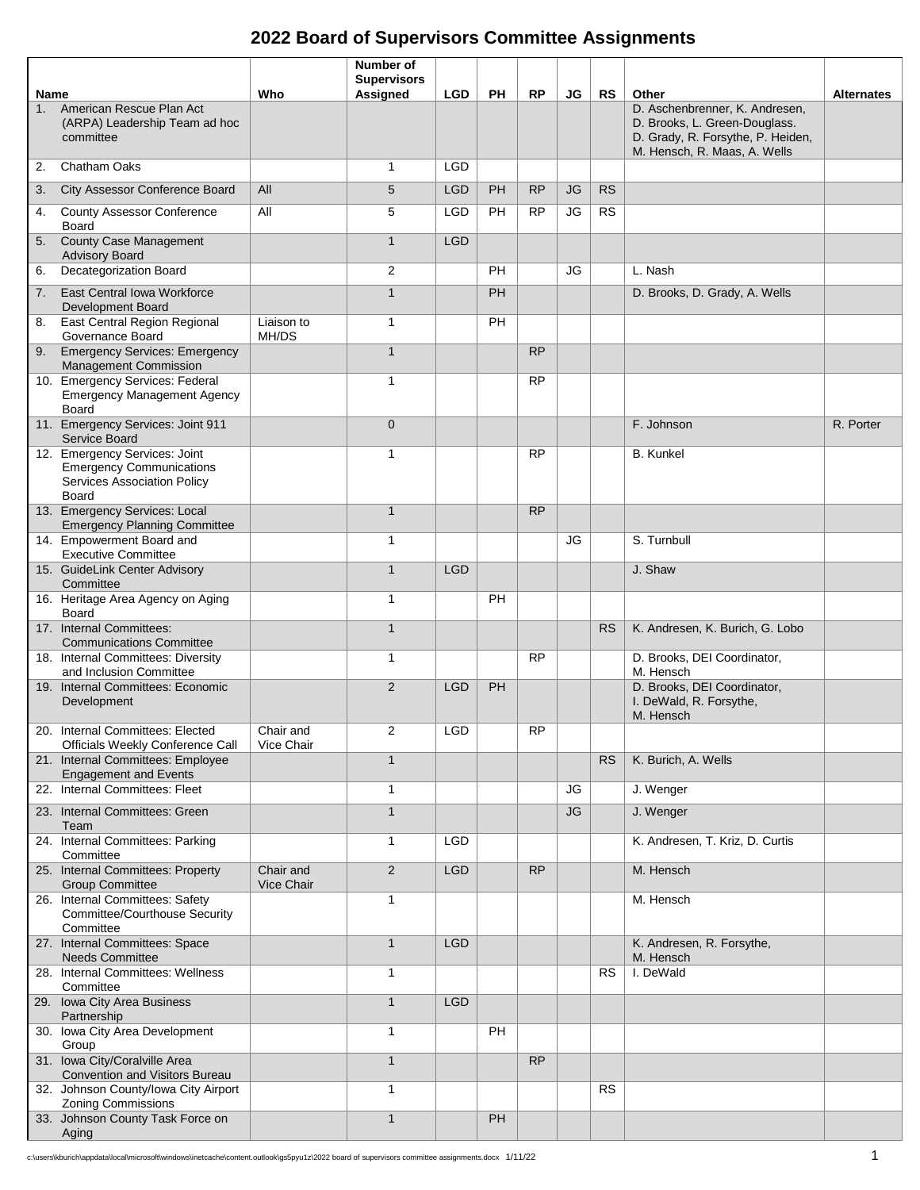# 2022 Board of Supervisors Committee Assignments

| Name | Who | Number of Supervisors Assigned | LGD | PH | RP | JG | RS | Other | Alternates |
|---|---|---|---|---|---|---|---|---|---|
| 1. American Rescue Plan Act (ARPA) Leadership Team ad hoc committee | | | | | | | | D. Aschenbrenner, K. Andresen, D. Brooks, L. Green-Douglass. D. Grady, R. Forsythe, P. Heiden, M. Hensch, R. Maas, A. Wells | |
| 2. Chatham Oaks | | 1 | LGD | | | | | | |
| 3. City Assessor Conference Board | All | 5 | LGD | PH | RP | JG | RS | | |
| 4. County Assessor Conference Board | All | 5 | LGD | PH | RP | JG | RS | | |
| 5. County Case Management Advisory Board | | 1 | LGD | | | | | | |
| 6. Decategorization Board | | 2 | | PH | | JG | | L. Nash | |
| 7. East Central Iowa Workforce Development Board | | 1 | | PH | | | | D. Brooks, D. Grady, A. Wells | |
| 8. East Central Region Regional Governance Board | Liaison to MH/DS | 1 | | PH | | | | | |
| 9. Emergency Services: Emergency Management Commission | | 1 | | | RP | | | | |
| 10. Emergency Services: Federal Emergency Management Agency Board | | 1 | | | RP | | | | |
| 11. Emergency Services: Joint 911 Service Board | | 0 | | | | | | F. Johnson | R. Porter |
| 12. Emergency Services: Joint Emergency Communications Services Association Policy Board | | 1 | | | RP | | | B. Kunkel | |
| 13. Emergency Services: Local Emergency Planning Committee | | 1 | | | RP | | | | |
| 14. Empowerment Board and Executive Committee | | 1 | | | | JG | | S. Turnbull | |
| 15. GuideLink Center Advisory Committee | | 1 | LGD | | | | | J. Shaw | |
| 16. Heritage Area Agency on Aging Board | | 1 | | PH | | | | | |
| 17. Internal Committees: Communications Committee | | 1 | | | | | RS | K. Andresen, K. Burich, G. Lobo | |
| 18. Internal Committees: Diversity and Inclusion Committee | | 1 | | | RP | | | D. Brooks, DEI Coordinator, M. Hensch | |
| 19. Internal Committees: Economic Development | | 2 | LGD | PH | | | | D. Brooks, DEI Coordinator, I. DeWald, R. Forsythe, M. Hensch | |
| 20. Internal Committees: Elected Officials Weekly Conference Call | Chair and Vice Chair | 2 | LGD | | RP | | | | |
| 21. Internal Committees: Employee Engagement and Events | | 1 | | | | | RS | K. Burich, A. Wells | |
| 22. Internal Committees: Fleet | | 1 | | | | JG | | J. Wenger | |
| 23. Internal Committees: Green Team | | 1 | | | | JG | | J. Wenger | |
| 24. Internal Committees: Parking Committee | | 1 | LGD | | | | | K. Andresen, T. Kriz, D. Curtis | |
| 25. Internal Committees: Property Group Committee | Chair and Vice Chair | 2 | LGD | | RP | | | M. Hensch | |
| 26. Internal Committees: Safety Committee/Courthouse Security Committee | | 1 | | | | | | M. Hensch | |
| 27. Internal Committees: Space Needs Committee | | 1 | LGD | | | | | K. Andresen, R. Forsythe, M. Hensch | |
| 28. Internal Committees: Wellness Committee | | 1 | | | | | RS | I. DeWald | |
| 29. Iowa City Area Business Partnership | | 1 | LGD | | | | | | |
| 30. Iowa City Area Development Group | | 1 | | PH | | | | | |
| 31. Iowa City/Coralville Area Convention and Visitors Bureau | | 1 | | | RP | | | | |
| 32. Johnson County/Iowa City Airport Zoning Commissions | | 1 | | | | | RS | | |
| 33. Johnson County Task Force on Aging | | 1 | | PH | | | | | |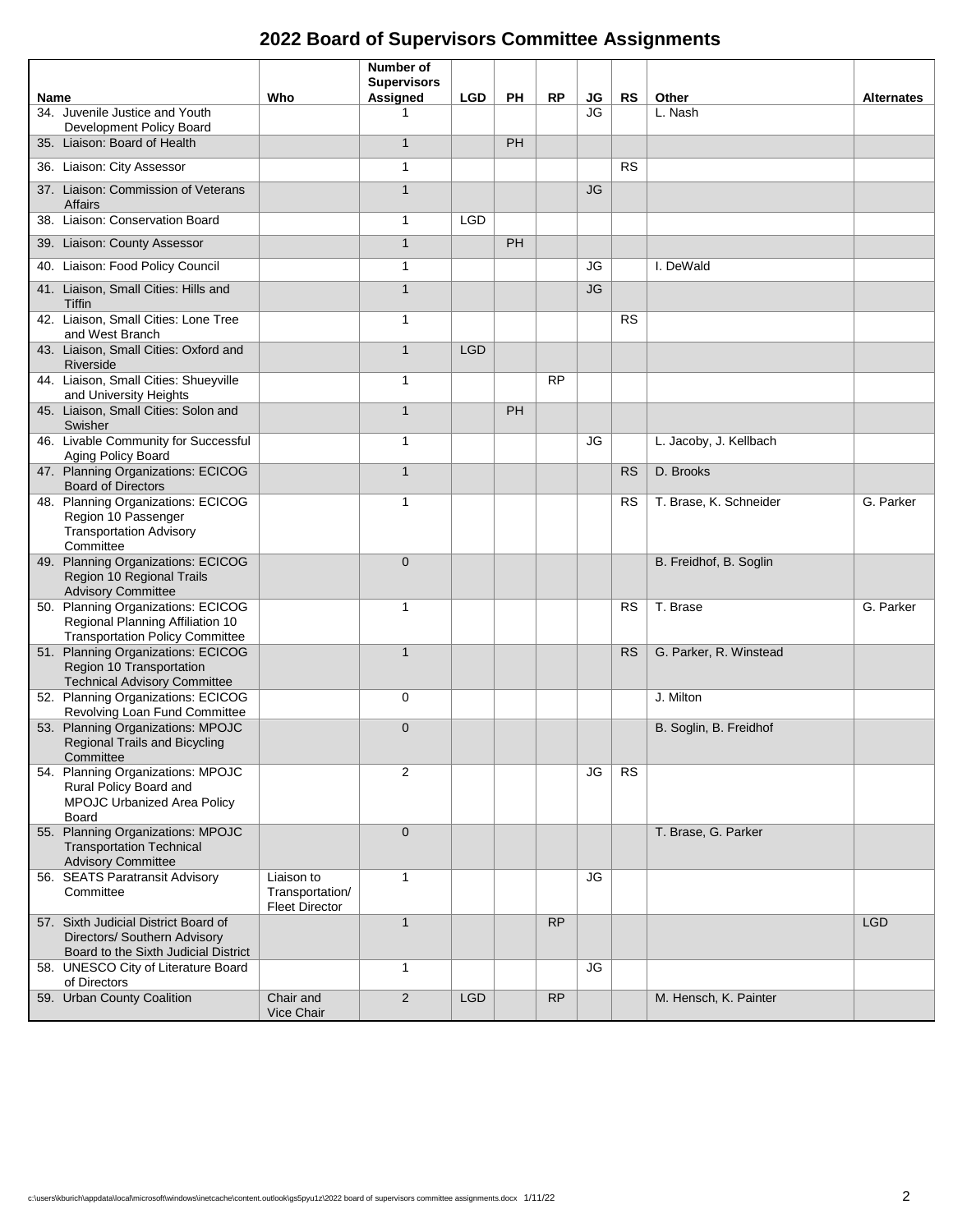# 2022 Board of Supervisors Committee Assignments

| Name | Who | Number of Supervisors Assigned | LGD | PH | RP | JG | RS | Other | Alternates |
|---|---|---|---|---|---|---|---|---|---|
| 34. Juvenile Justice and Youth Development Policy Board | | 1 | | | | JG | | L. Nash | |
| 35. Liaison: Board of Health | | 1 | | PH | | | | | |
| 36. Liaison: City Assessor | | 1 | | | | | RS | | |
| 37. Liaison: Commission of Veterans Affairs | | 1 | | | | JG | | | |
| 38. Liaison: Conservation Board | | 1 | LGD | | | | | | |
| 39. Liaison: County Assessor | | 1 | | PH | | | | | |
| 40. Liaison: Food Policy Council | | 1 | | | | JG | | I. DeWald | |
| 41. Liaison, Small Cities: Hills and Tiffin | | 1 | | | | JG | | | |
| 42. Liaison, Small Cities: Lone Tree and West Branch | | 1 | | | | | RS | | |
| 43. Liaison, Small Cities: Oxford and Riverside | | 1 | LGD | | | | | | |
| 44. Liaison, Small Cities: Shueyville and University Heights | | 1 | | | RP | | | | |
| 45. Liaison, Small Cities: Solon and Swisher | | 1 | | PH | | | | | |
| 46. Livable Community for Successful Aging Policy Board | | 1 | | | | JG | | L. Jacoby, J. Kellbach | |
| 47. Planning Organizations: ECICOG Board of Directors | | 1 | | | | | RS | D. Brooks | |
| 48. Planning Organizations: ECICOG Region 10 Passenger Transportation Advisory Committee | | 1 | | | | | RS | T. Brase, K. Schneider | G. Parker |
| 49. Planning Organizations: ECICOG Region 10 Regional Trails Advisory Committee | | 0 | | | | | | B. Freidhof, B. Soglin | |
| 50. Planning Organizations: ECICOG Regional Planning Affiliation 10 Transportation Policy Committee | | 1 | | | | | RS | T. Brase | G. Parker |
| 51. Planning Organizations: ECICOG Region 10 Transportation Technical Advisory Committee | | 1 | | | | | RS | G. Parker, R. Winstead | |
| 52. Planning Organizations: ECICOG Revolving Loan Fund Committee | | 0 | | | | | | J. Milton | |
| 53. Planning Organizations: MPOJC Regional Trails and Bicycling Committee | | 0 | | | | | | B. Soglin, B. Freidhof | |
| 54. Planning Organizations: MPOJC Rural Policy Board and MPOJC Urbanized Area Policy Board | | 2 | | | | JG | RS | | |
| 55. Planning Organizations: MPOJC Transportation Technical Advisory Committee | | 0 | | | | | | T. Brase, G. Parker | |
| 56. SEATS Paratransit Advisory Committee | Liaison to Transportation/ Fleet Director | 1 | | | | JG | | | |
| 57. Sixth Judicial District Board of Directors/ Southern Advisory Board to the Sixth Judicial District | | 1 | | | RP | | | | LGD |
| 58. UNESCO City of Literature Board of Directors | | 1 | | | | JG | | | |
| 59. Urban County Coalition | Chair and Vice Chair | 2 | LGD | | RP | | | M. Hensch, K. Painter | |

c:\users\kburich\appdata\local\microsoft\windows\inetcache\content.outlook\gs5pyu1z\2022 board of supervisors committee assignments.docx 1/11/22